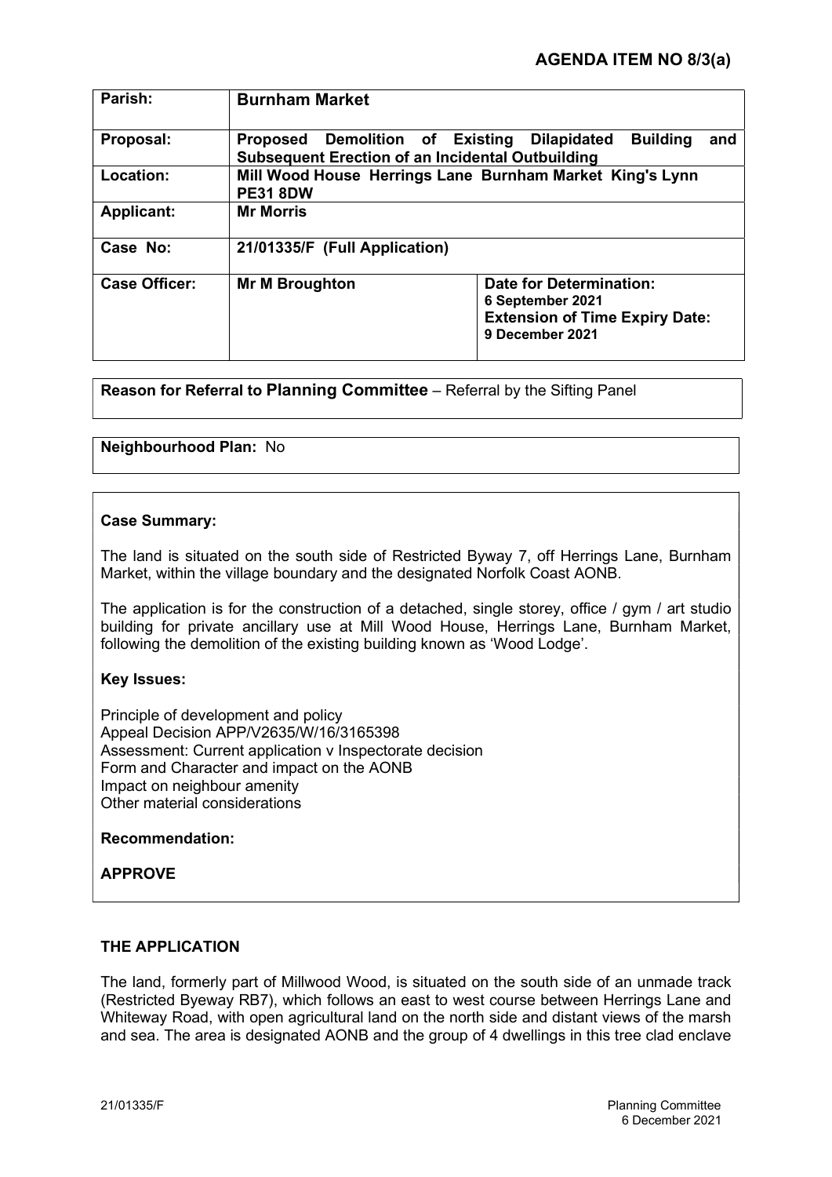**AGENDA ITEM NO 8/3(a)**

| **Parish:** | **Burnham Market** | |
|---|---|---|
| **Proposal:** | **Proposed Demolition of Existing Dilapidated Building and Subsequent Erection of an Incidental Outbuilding** | |
| **Location:** | **Mill Wood House Herrings Lane Burnham Market King's Lynn PE31 8DW** | |
| **Applicant:** | **Mr Morris** | |
| **Case No:** | **21/01335/F (Full Application)** | |
| **Case Officer:** | **Mr M Broughton** | **Date for Determination: 6 September 2021 Extension of Time Expiry Date: 9 December 2021** |

**Reason for Referral to Planning Committee** – Referral by the Sifting Panel

**Neighbourhood Plan:** No

**Case Summary:**

The land is situated on the south side of Restricted Byway 7, off Herrings Lane, Burnham Market, within the village boundary and the designated Norfolk Coast AONB.

The application is for the construction of a detached, single storey, office / gym / art studio building for private ancillary use at Mill Wood House, Herrings Lane, Burnham Market, following the demolition of the existing building known as 'Wood Lodge'.

**Key Issues:**

Principle of development and policy
Appeal Decision APP/V2635/W/16/3165398
Assessment: Current application v Inspectorate decision
Form and Character and impact on the AONB
Impact on neighbour amenity
Other material considerations

**Recommendation:**

**APPROVE**

## THE APPLICATION

The land, formerly part of Millwood Wood, is situated on the south side of an unmade track (Restricted Byeway RB7), which follows an east to west course between Herrings Lane and Whiteway Road, with open agricultural land on the north side and distant views of the marsh and sea. The area is designated AONB and the group of 4 dwellings in this tree clad enclave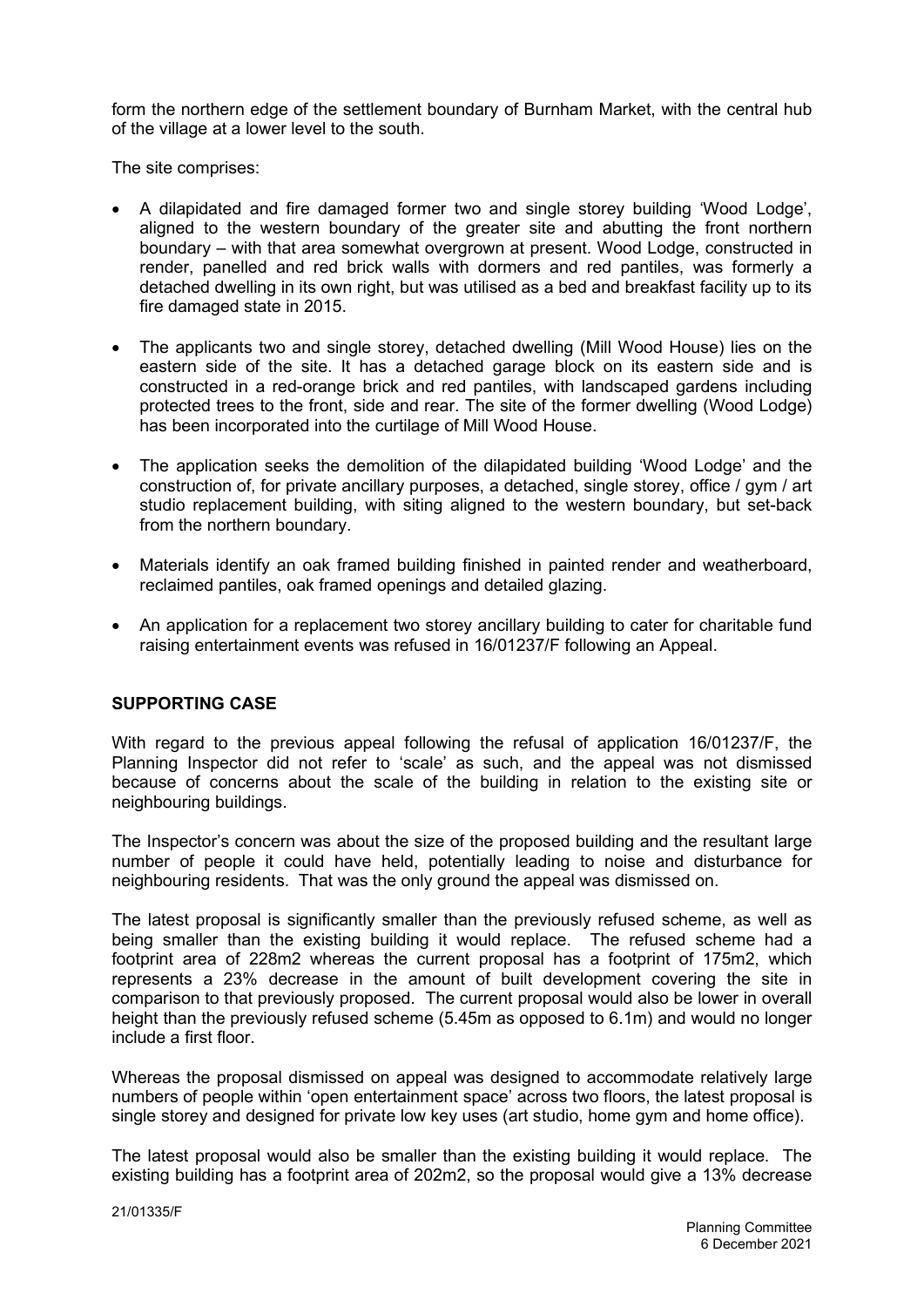form the northern edge of the settlement boundary of Burnham Market, with the central hub of the village at a lower level to the south.

The site comprises:

- A dilapidated and fire damaged former two and single storey building 'Wood Lodge', aligned to the western boundary of the greater site and abutting the front northern boundary – with that area somewhat overgrown at present. Wood Lodge, constructed in render, panelled and red brick walls with dormers and red pantiles, was formerly a detached dwelling in its own right, but was utilised as a bed and breakfast facility up to its fire damaged state in 2015.
- The applicants two and single storey, detached dwelling (Mill Wood House) lies on the eastern side of the site. It has a detached garage block on its eastern side and is constructed in a red-orange brick and red pantiles, with landscaped gardens including protected trees to the front, side and rear. The site of the former dwelling (Wood Lodge) has been incorporated into the curtilage of Mill Wood House.
- The application seeks the demolition of the dilapidated building 'Wood Lodge' and the construction of, for private ancillary purposes, a detached, single storey, office / gym / art studio replacement building, with siting aligned to the western boundary, but set-back from the northern boundary.
- Materials identify an oak framed building finished in painted render and weatherboard, reclaimed pantiles, oak framed openings and detailed glazing.
- An application for a replacement two storey ancillary building to cater for charitable fund raising entertainment events was refused in 16/01237/F following an Appeal.

## SUPPORTING CASE

With regard to the previous appeal following the refusal of application 16/01237/F, the Planning Inspector did not refer to 'scale' as such, and the appeal was not dismissed because of concerns about the scale of the building in relation to the existing site or neighbouring buildings.

The Inspector's concern was about the size of the proposed building and the resultant large number of people it could have held, potentially leading to noise and disturbance for neighbouring residents. That was the only ground the appeal was dismissed on.

The latest proposal is significantly smaller than the previously refused scheme, as well as being smaller than the existing building it would replace. The refused scheme had a footprint area of 228m2 whereas the current proposal has a footprint of 175m2, which represents a 23% decrease in the amount of built development covering the site in comparison to that previously proposed. The current proposal would also be lower in overall height than the previously refused scheme (5.45m as opposed to 6.1m) and would no longer include a first floor.

Whereas the proposal dismissed on appeal was designed to accommodate relatively large numbers of people within 'open entertainment space' across two floors, the latest proposal is single storey and designed for private low key uses (art studio, home gym and home office).

The latest proposal would also be smaller than the existing building it would replace. The existing building has a footprint area of 202m2, so the proposal would give a 13% decrease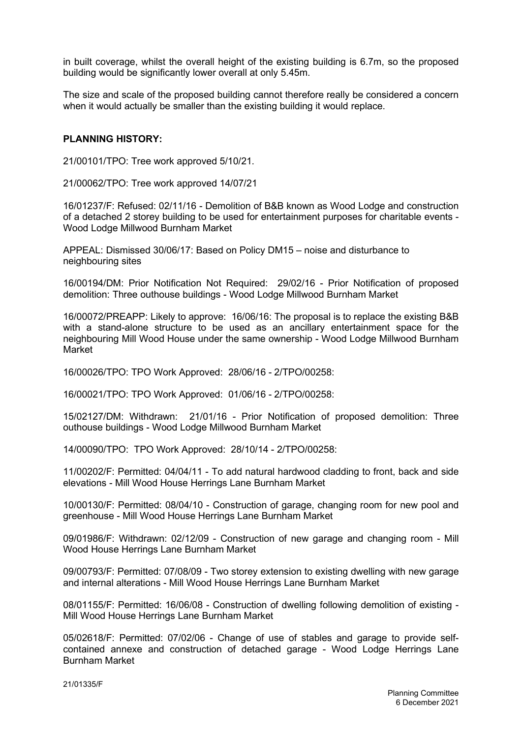in built coverage, whilst the overall height of the existing building is 6.7m, so the proposed building would be significantly lower overall at only 5.45m.

The size and scale of the proposed building cannot therefore really be considered a concern when it would actually be smaller than the existing building it would replace.

**PLANNING HISTORY:**

21/00101/TPO: Tree work approved 5/10/21.

21/00062/TPO: Tree work approved 14/07/21

16/01237/F: Refused: 02/11/16 - Demolition of B&B known as Wood Lodge and construction of a detached 2 storey building to be used for entertainment purposes for charitable events - Wood Lodge Millwood Burnham Market

APPEAL: Dismissed 30/06/17: Based on Policy DM15 – noise and disturbance to neighbouring sites

16/00194/DM: Prior Notification Not Required: 29/02/16 - Prior Notification of proposed demolition: Three outhouse buildings - Wood Lodge Millwood Burnham Market

16/00072/PREAPP: Likely to approve: 16/06/16: The proposal is to replace the existing B&B with a stand-alone structure to be used as an ancillary entertainment space for the neighbouring Mill Wood House under the same ownership - Wood Lodge Millwood Burnham Market

16/00026/TPO: TPO Work Approved: 28/06/16 - 2/TPO/00258:

16/00021/TPO: TPO Work Approved: 01/06/16 - 2/TPO/00258:

15/02127/DM: Withdrawn: 21/01/16 - Prior Notification of proposed demolition: Three outhouse buildings - Wood Lodge Millwood Burnham Market

14/00090/TPO: TPO Work Approved: 28/10/14 - 2/TPO/00258:

11/00202/F: Permitted: 04/04/11 - To add natural hardwood cladding to front, back and side elevations - Mill Wood House Herrings Lane Burnham Market

10/00130/F: Permitted: 08/04/10 - Construction of garage, changing room for new pool and greenhouse - Mill Wood House Herrings Lane Burnham Market

09/01986/F: Withdrawn: 02/12/09 - Construction of new garage and changing room - Mill Wood House Herrings Lane Burnham Market

09/00793/F: Permitted: 07/08/09 - Two storey extension to existing dwelling with new garage and internal alterations - Mill Wood House Herrings Lane Burnham Market

08/01155/F: Permitted: 16/06/08 - Construction of dwelling following demolition of existing - Mill Wood House Herrings Lane Burnham Market

05/02618/F: Permitted: 07/02/06 - Change of use of stables and garage to provide self-contained annexe and construction of detached garage - Wood Lodge Herrings Lane Burnham Market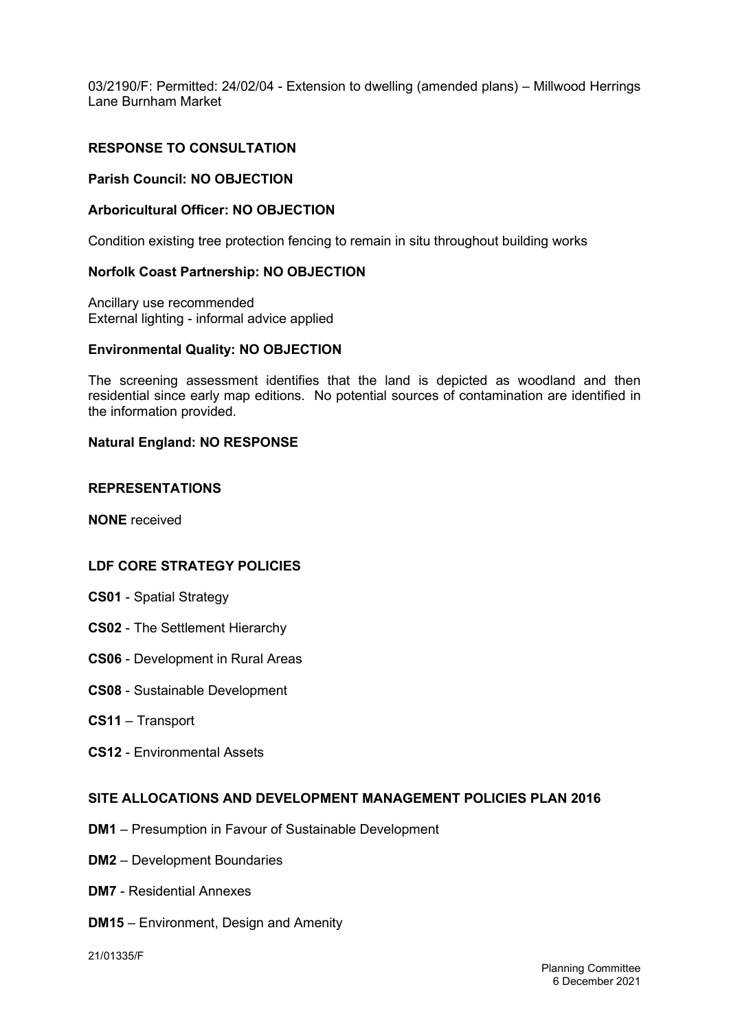03/2190/F: Permitted: 24/02/04 - Extension to dwelling (amended plans) – Millwood Herrings Lane Burnham Market

## RESPONSE TO CONSULTATION

**Parish Council: NO OBJECTION**

**Arboricultural Officer: NO OBJECTION**

Condition existing tree protection fencing to remain in situ throughout building works

**Norfolk Coast Partnership: NO OBJECTION**

Ancillary use recommended
External lighting - informal advice applied

**Environmental Quality: NO OBJECTION**

The screening assessment identifies that the land is depicted as woodland and then residential since early map editions. No potential sources of contamination are identified in the information provided.

**Natural England: NO RESPONSE**

## REPRESENTATIONS

**NONE** received

## LDF CORE STRATEGY POLICIES

**CS01** - Spatial Strategy

**CS02** - The Settlement Hierarchy

**CS06** - Development in Rural Areas

**CS08** - Sustainable Development

**CS11** – Transport

**CS12** - Environmental Assets

## SITE ALLOCATIONS AND DEVELOPMENT MANAGEMENT POLICIES PLAN 2016

**DM1** – Presumption in Favour of Sustainable Development

**DM2** – Development Boundaries

**DM7** - Residential Annexes

**DM15** – Environment, Design and Amenity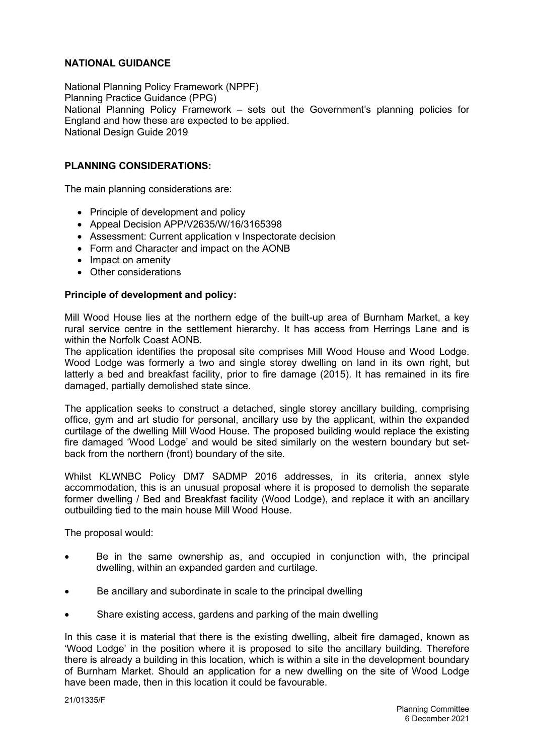**NATIONAL GUIDANCE**

National Planning Policy Framework (NPPF)
Planning Practice Guidance (PPG)
National Planning Policy Framework – sets out the Government's planning policies for England and how these are expected to be applied.
National Design Guide 2019

**PLANNING CONSIDERATIONS:**

The main planning considerations are:

- Principle of development and policy
- Appeal Decision APP/V2635/W/16/3165398
- Assessment: Current application v Inspectorate decision
- Form and Character and impact on the AONB
- Impact on amenity
- Other considerations

**Principle of development and policy:**

Mill Wood House lies at the northern edge of the built-up area of Burnham Market, a key rural service centre in the settlement hierarchy. It has access from Herrings Lane and is within the Norfolk Coast AONB.

The application identifies the proposal site comprises Mill Wood House and Wood Lodge. Wood Lodge was formerly a two and single storey dwelling on land in its own right, but latterly a bed and breakfast facility, prior to fire damage (2015). It has remained in its fire damaged, partially demolished state since.

The application seeks to construct a detached, single storey ancillary building, comprising office, gym and art studio for personal, ancillary use by the applicant, within the expanded curtilage of the dwelling Mill Wood House. The proposed building would replace the existing fire damaged 'Wood Lodge' and would be sited similarly on the western boundary but set-back from the northern (front) boundary of the site.

Whilst KLWNBC Policy DM7 SADMP 2016 addresses, in its criteria, annex style accommodation, this is an unusual proposal where it is proposed to demolish the separate former dwelling / Bed and Breakfast facility (Wood Lodge), and replace it with an ancillary outbuilding tied to the main house Mill Wood House.

The proposal would:

- Be in the same ownership as, and occupied in conjunction with, the principal dwelling, within an expanded garden and curtilage.
- Be ancillary and subordinate in scale to the principal dwelling
- Share existing access, gardens and parking of the main dwelling

In this case it is material that there is the existing dwelling, albeit fire damaged, known as 'Wood Lodge' in the position where it is proposed to site the ancillary building. Therefore there is already a building in this location, which is within a site in the development boundary of Burnham Market. Should an application for a new dwelling on the site of Wood Lodge have been made, then in this location it could be favourable.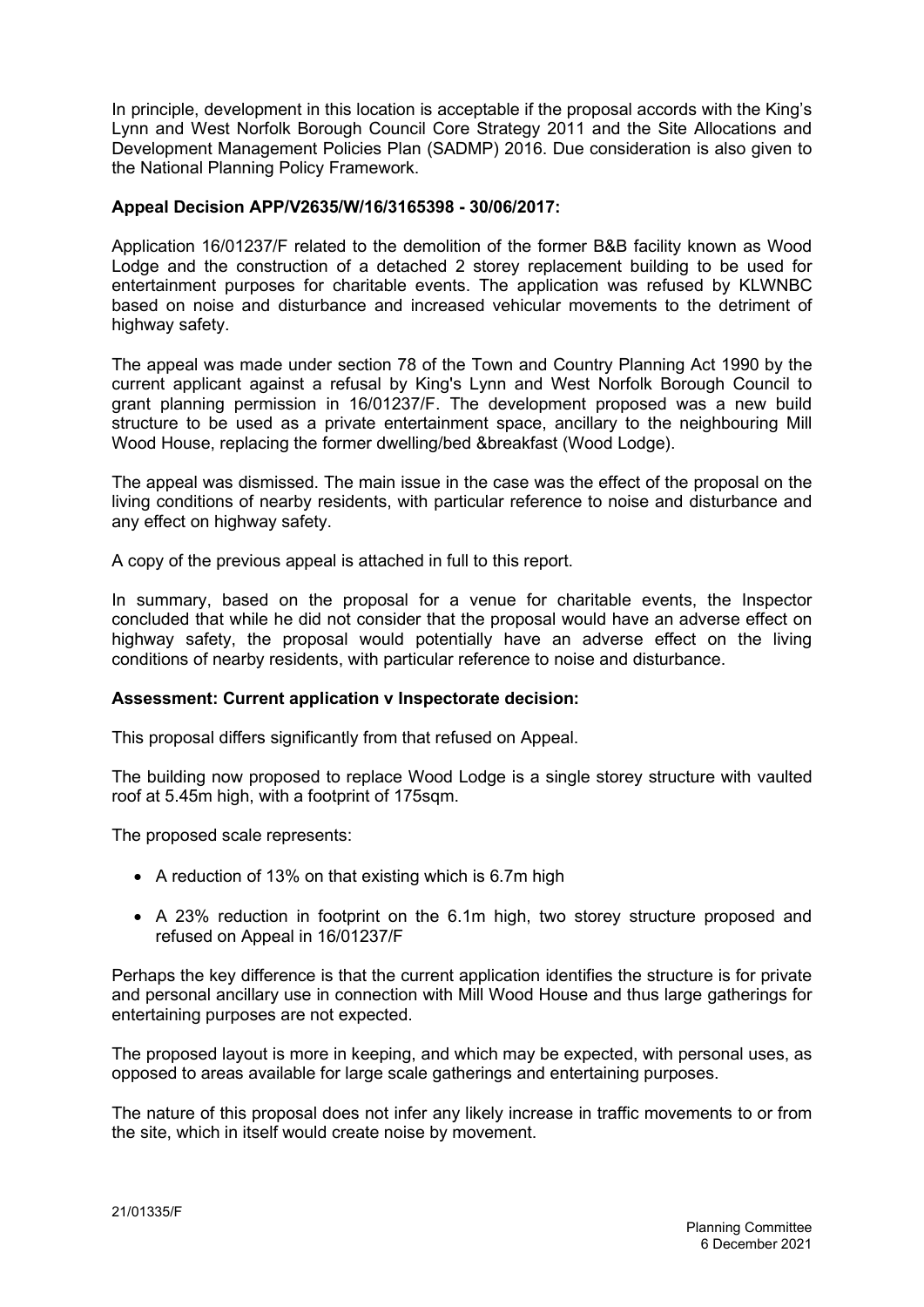In principle, development in this location is acceptable if the proposal accords with the King's Lynn and West Norfolk Borough Council Core Strategy 2011 and the Site Allocations and Development Management Policies Plan (SADMP) 2016. Due consideration is also given to the National Planning Policy Framework.

**Appeal Decision APP/V2635/W/16/3165398 - 30/06/2017:**

Application 16/01237/F related to the demolition of the former B&B facility known as Wood Lodge and the construction of a detached 2 storey replacement building to be used for entertainment purposes for charitable events. The application was refused by KLWNBC based on noise and disturbance and increased vehicular movements to the detriment of highway safety.

The appeal was made under section 78 of the Town and Country Planning Act 1990 by the current applicant against a refusal by King's Lynn and West Norfolk Borough Council to grant planning permission in 16/01237/F. The development proposed was a new build structure to be used as a private entertainment space, ancillary to the neighbouring Mill Wood House, replacing the former dwelling/bed &breakfast (Wood Lodge).

The appeal was dismissed. The main issue in the case was the effect of the proposal on the living conditions of nearby residents, with particular reference to noise and disturbance and any effect on highway safety.

A copy of the previous appeal is attached in full to this report.

In summary, based on the proposal for a venue for charitable events, the Inspector concluded that while he did not consider that the proposal would have an adverse effect on highway safety, the proposal would potentially have an adverse effect on the living conditions of nearby residents, with particular reference to noise and disturbance.

**Assessment: Current application v Inspectorate decision:**

This proposal differs significantly from that refused on Appeal.

The building now proposed to replace Wood Lodge is a single storey structure with vaulted roof at 5.45m high, with a footprint of 175sqm.

The proposed scale represents:

- A reduction of 13% on that existing which is 6.7m high
- A 23% reduction in footprint on the 6.1m high, two storey structure proposed and refused on Appeal in 16/01237/F

Perhaps the key difference is that the current application identifies the structure is for private and personal ancillary use in connection with Mill Wood House and thus large gatherings for entertaining purposes are not expected.

The proposed layout is more in keeping, and which may be expected, with personal uses, as opposed to areas available for large scale gatherings and entertaining purposes.

The nature of this proposal does not infer any likely increase in traffic movements to or from the site, which in itself would create noise by movement.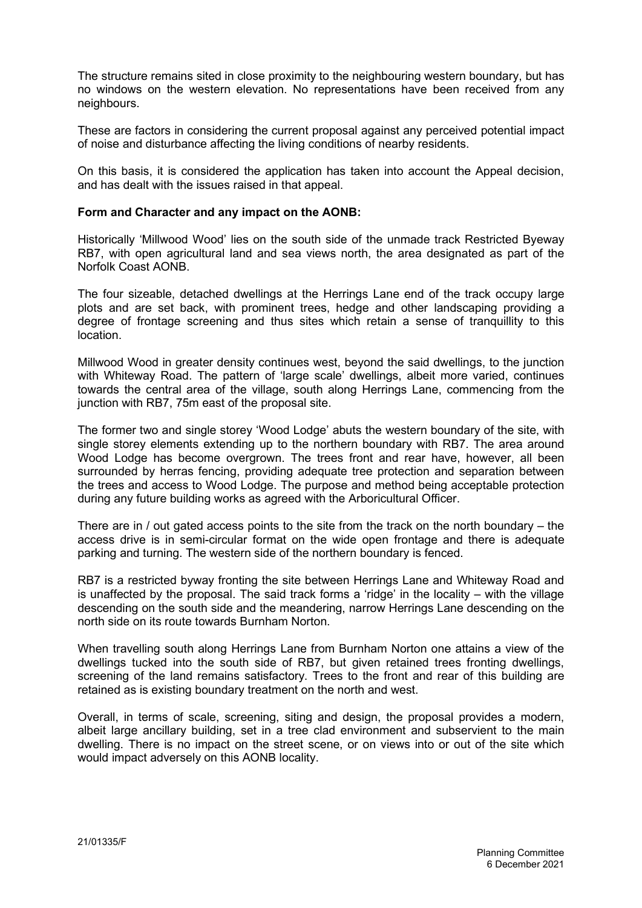The structure remains sited in close proximity to the neighbouring western boundary, but has no windows on the western elevation. No representations have been received from any neighbours.

These are factors in considering the current proposal against any perceived potential impact of noise and disturbance affecting the living conditions of nearby residents.

On this basis, it is considered the application has taken into account the Appeal decision, and has dealt with the issues raised in that appeal.

**Form and Character and any impact on the AONB:**

Historically 'Millwood Wood' lies on the south side of the unmade track Restricted Byeway RB7, with open agricultural land and sea views north, the area designated as part of the Norfolk Coast AONB.

The four sizeable, detached dwellings at the Herrings Lane end of the track occupy large plots and are set back, with prominent trees, hedge and other landscaping providing a degree of frontage screening and thus sites which retain a sense of tranquillity to this location.

Millwood Wood in greater density continues west, beyond the said dwellings, to the junction with Whiteway Road. The pattern of 'large scale' dwellings, albeit more varied, continues towards the central area of the village, south along Herrings Lane, commencing from the junction with RB7, 75m east of the proposal site.

The former two and single storey 'Wood Lodge' abuts the western boundary of the site, with single storey elements extending up to the northern boundary with RB7. The area around Wood Lodge has become overgrown. The trees front and rear have, however, all been surrounded by herras fencing, providing adequate tree protection and separation between the trees and access to Wood Lodge. The purpose and method being acceptable protection during any future building works as agreed with the Arboricultural Officer.

There are in / out gated access points to the site from the track on the north boundary – the access drive is in semi-circular format on the wide open frontage and there is adequate parking and turning. The western side of the northern boundary is fenced.

RB7 is a restricted byway fronting the site between Herrings Lane and Whiteway Road and is unaffected by the proposal. The said track forms a 'ridge' in the locality – with the village descending on the south side and the meandering, narrow Herrings Lane descending on the north side on its route towards Burnham Norton.

When travelling south along Herrings Lane from Burnham Norton one attains a view of the dwellings tucked into the south side of RB7, but given retained trees fronting dwellings, screening of the land remains satisfactory. Trees to the front and rear of this building are retained as is existing boundary treatment on the north and west.

Overall, in terms of scale, screening, siting and design, the proposal provides a modern, albeit large ancillary building, set in a tree clad environment and subservient to the main dwelling. There is no impact on the street scene, or on views into or out of the site which would impact adversely on this AONB locality.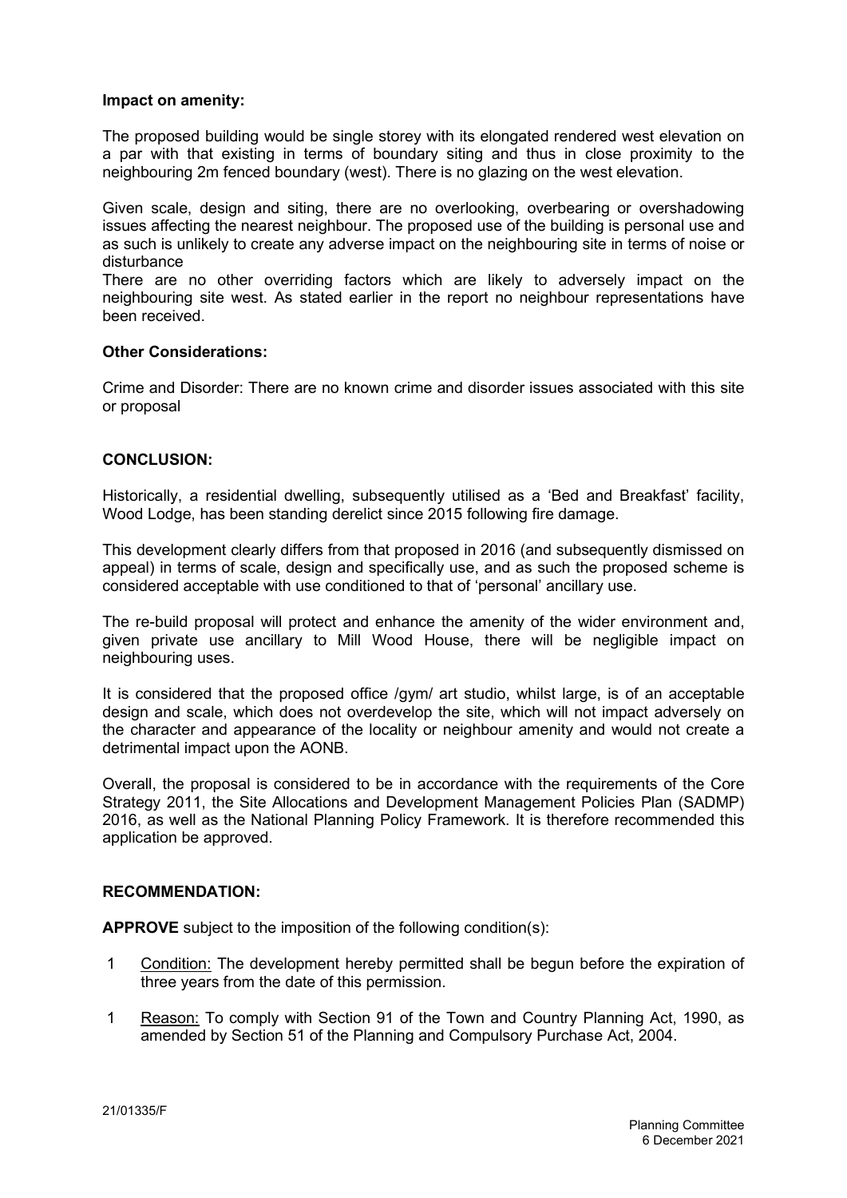**Impact on amenity:**

The proposed building would be single storey with its elongated rendered west elevation on a par with that existing in terms of boundary siting and thus in close proximity to the neighbouring 2m fenced boundary (west). There is no glazing on the west elevation.

Given scale, design and siting, there are no overlooking, overbearing or overshadowing issues affecting the nearest neighbour. The proposed use of the building is personal use and as such is unlikely to create any adverse impact on the neighbouring site in terms of noise or disturbance

There are no other overriding factors which are likely to adversely impact on the neighbouring site west. As stated earlier in the report no neighbour representations have been received.

**Other Considerations:**

Crime and Disorder: There are no known crime and disorder issues associated with this site or proposal

**CONCLUSION:**

Historically, a residential dwelling, subsequently utilised as a 'Bed and Breakfast' facility, Wood Lodge, has been standing derelict since 2015 following fire damage.

This development clearly differs from that proposed in 2016 (and subsequently dismissed on appeal) in terms of scale, design and specifically use, and as such the proposed scheme is considered acceptable with use conditioned to that of 'personal' ancillary use.

The re-build proposal will protect and enhance the amenity of the wider environment and, given private use ancillary to Mill Wood House, there will be negligible impact on neighbouring uses.

It is considered that the proposed office /gym/ art studio, whilst large, is of an acceptable design and scale, which does not overdevelop the site, which will not impact adversely on the character and appearance of the locality or neighbour amenity and would not create a detrimental impact upon the AONB.

Overall, the proposal is considered to be in accordance with the requirements of the Core Strategy 2011, the Site Allocations and Development Management Policies Plan (SADMP) 2016, as well as the National Planning Policy Framework. It is therefore recommended this application be approved.

**RECOMMENDATION:**

**APPROVE** subject to the imposition of the following condition(s):

1 Condition: The development hereby permitted shall be begun before the expiration of three years from the date of this permission.

1 Reason: To comply with Section 91 of the Town and Country Planning Act, 1990, as amended by Section 51 of the Planning and Compulsory Purchase Act, 2004.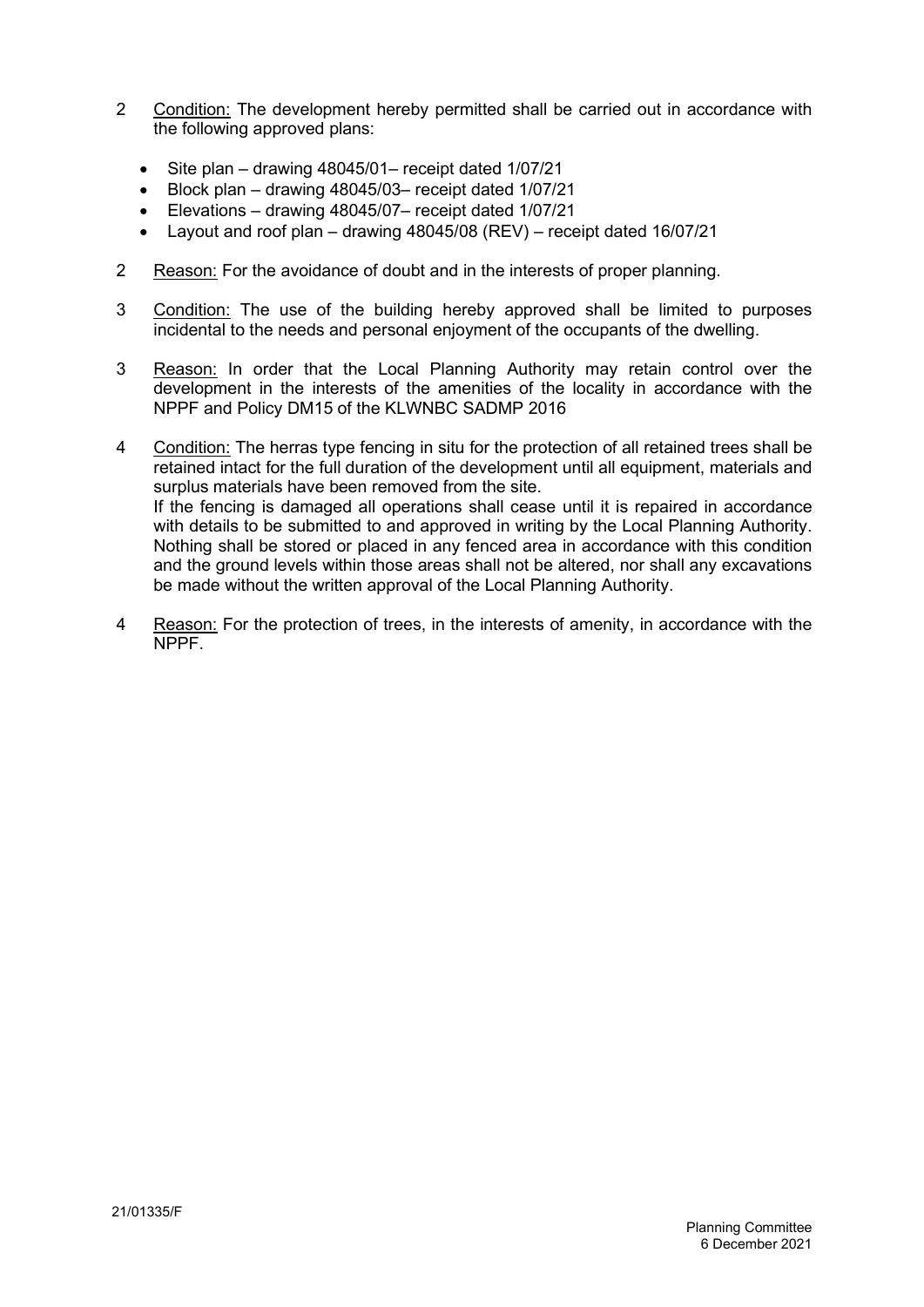2 Condition: The development hereby permitted shall be carried out in accordance with the following approved plans:

- Site plan – drawing 48045/01– receipt dated 1/07/21
- Block plan – drawing 48045/03– receipt dated 1/07/21
- Elevations – drawing 48045/07– receipt dated 1/07/21
- Layout and roof plan – drawing 48045/08 (REV) – receipt dated 16/07/21

2 Reason: For the avoidance of doubt and in the interests of proper planning.

3 Condition: The use of the building hereby approved shall be limited to purposes incidental to the needs and personal enjoyment of the occupants of the dwelling.

3 Reason: In order that the Local Planning Authority may retain control over the development in the interests of the amenities of the locality in accordance with the NPPF and Policy DM15 of the KLWNBC SADMP 2016

4 Condition: The herras type fencing in situ for the protection of all retained trees shall be retained intact for the full duration of the development until all equipment, materials and surplus materials have been removed from the site.
If the fencing is damaged all operations shall cease until it is repaired in accordance with details to be submitted to and approved in writing by the Local Planning Authority. Nothing shall be stored or placed in any fenced area in accordance with this condition and the ground levels within those areas shall not be altered, nor shall any excavations be made without the written approval of the Local Planning Authority.

4 Reason: For the protection of trees, in the interests of amenity, in accordance with the NPPF.